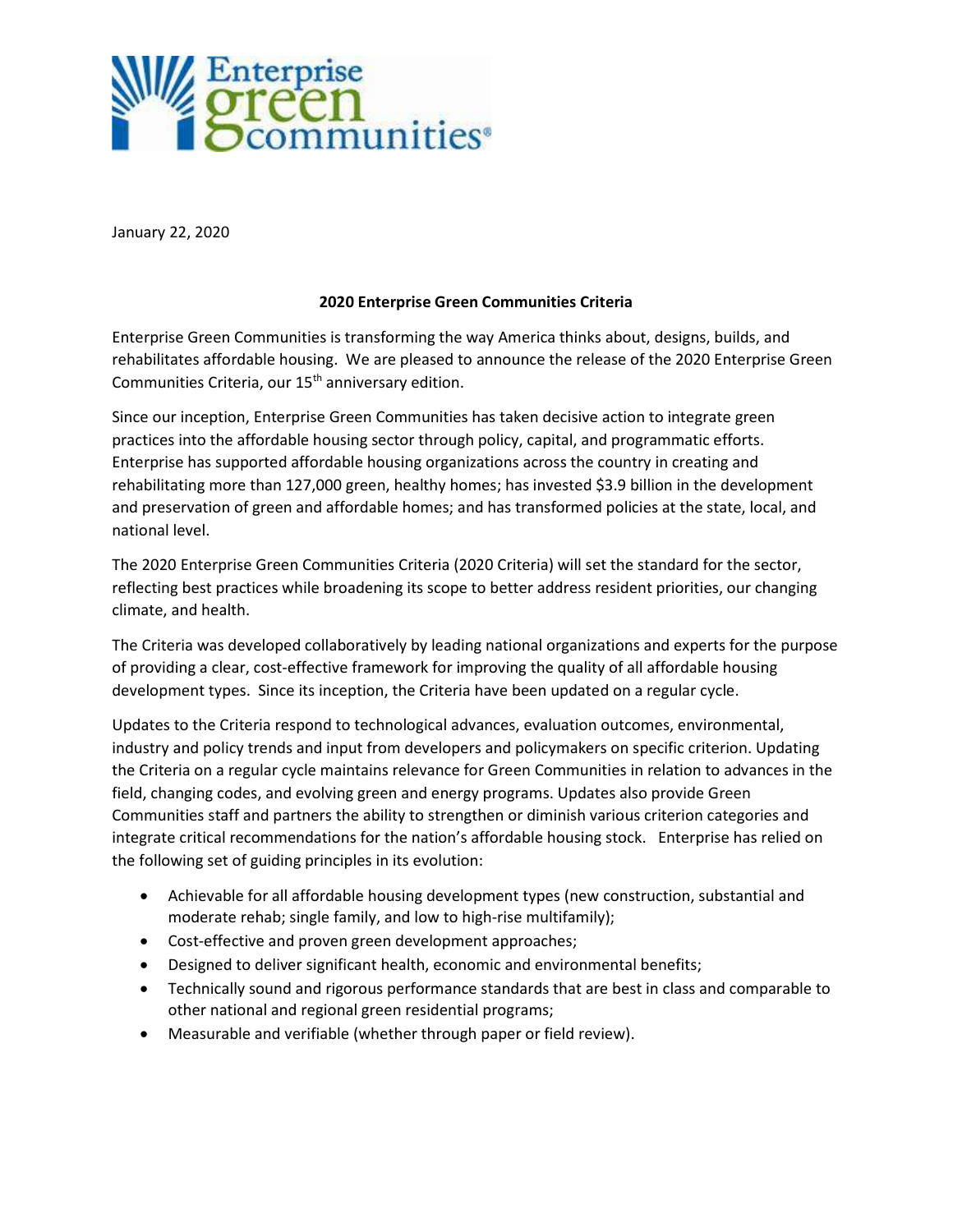January 22, 2020

**2020 Enterprise Green Communities Criteria**

Enterprise Green Communities is transforming the way America thinks about, designs, builds, and rehabilitates affordable housing. We are pleased to announce the release of the 2020 Enterprise Green Communities Criteria, our 15th anniversary edition.

Since our inception, Enterprise Green Communities has taken decisive action to integrate green practices into the affordable housing sector through policy, capital, and programmatic efforts. Enterprise has supported affordable housing organizations across the country in creating and rehabilitating more than 127,000 green, healthy homes; has invested $3.9 billion in the development and preservation of green and affordable homes; and has transformed policies at the state, local, and national level.

The 2020 Enterprise Green Communities Criteria (2020 Criteria) will set the standard for the sector, reflecting best practices while broadening its scope to better address resident priorities, our changing climate, and health.

The Criteria was developed collaboratively by leading national organizations and experts for the purpose of providing a clear, cost-effective framework for improving the quality of all affordable housing development types. Since its inception, the Criteria have been updated on a regular cycle.

Updates to the Criteria respond to technological advances, evaluation outcomes, environmental, industry and policy trends and input from developers and policymakers on specific criterion. Updating the Criteria on a regular cycle maintains relevance for Green Communities in relation to advances in the field, changing codes, and evolving green and energy programs. Updates also provide Green Communities staff and partners the ability to strengthen or diminish various criterion categories and integrate critical recommendations for the nation's affordable housing stock. Enterprise has relied on the following set of guiding principles in its evolution:

- Achievable for all affordable housing development types (new construction, substantial and moderate rehab; single family, and low to high-rise multifamily);
- Cost-effective and proven green development approaches;
- Designed to deliver significant health, economic and environmental benefits;
- Technically sound and rigorous performance standards that are best in class and comparable to other national and regional green residential programs;
- Measurable and verifiable (whether through paper or field review).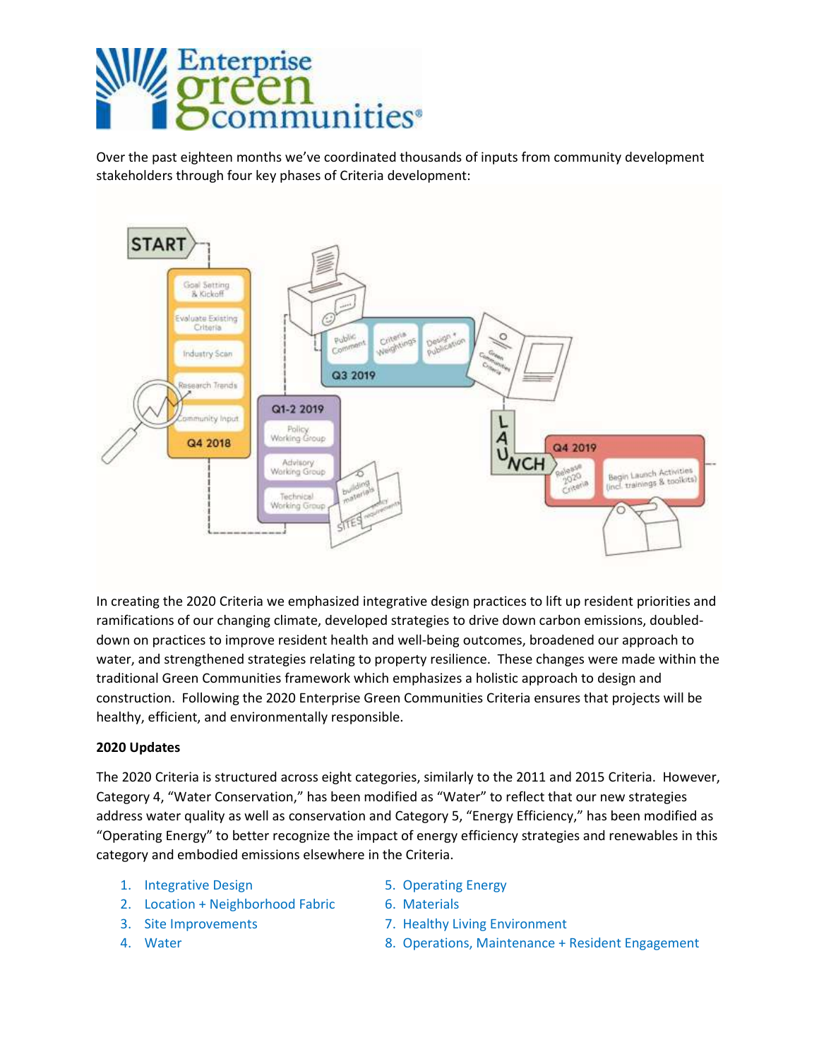Over the past eighteen months we've coordinated thousands of inputs from community development stakeholders through four key phases of Criteria development:

In creating the 2020 Criteria we emphasized integrative design practices to lift up resident priorities and ramifications of our changing climate, developed strategies to drive down carbon emissions, doubled-down on practices to improve resident health and well-being outcomes, broadened our approach to water, and strengthened strategies relating to property resilience. These changes were made within the traditional Green Communities framework which emphasizes a holistic approach to design and construction. Following the 2020 Enterprise Green Communities Criteria ensures that projects will be healthy, efficient, and environmentally responsible.

**2020 Updates**

The 2020 Criteria is structured across eight categories, similarly to the 2011 and 2015 Criteria. However, Category 4, "Water Conservation," has been modified as "Water" to reflect that our new strategies address water quality as well as conservation and Category 5, "Energy Efficiency," has been modified as "Operating Energy" to better recognize the impact of energy efficiency strategies and renewables in this category and embodied emissions elsewhere in the Criteria.

1. Integrative Design
2. Location + Neighborhood Fabric
3. Site Improvements
4. Water
5. Operating Energy
6. Materials
7. Healthy Living Environment
8. Operations, Maintenance + Resident Engagement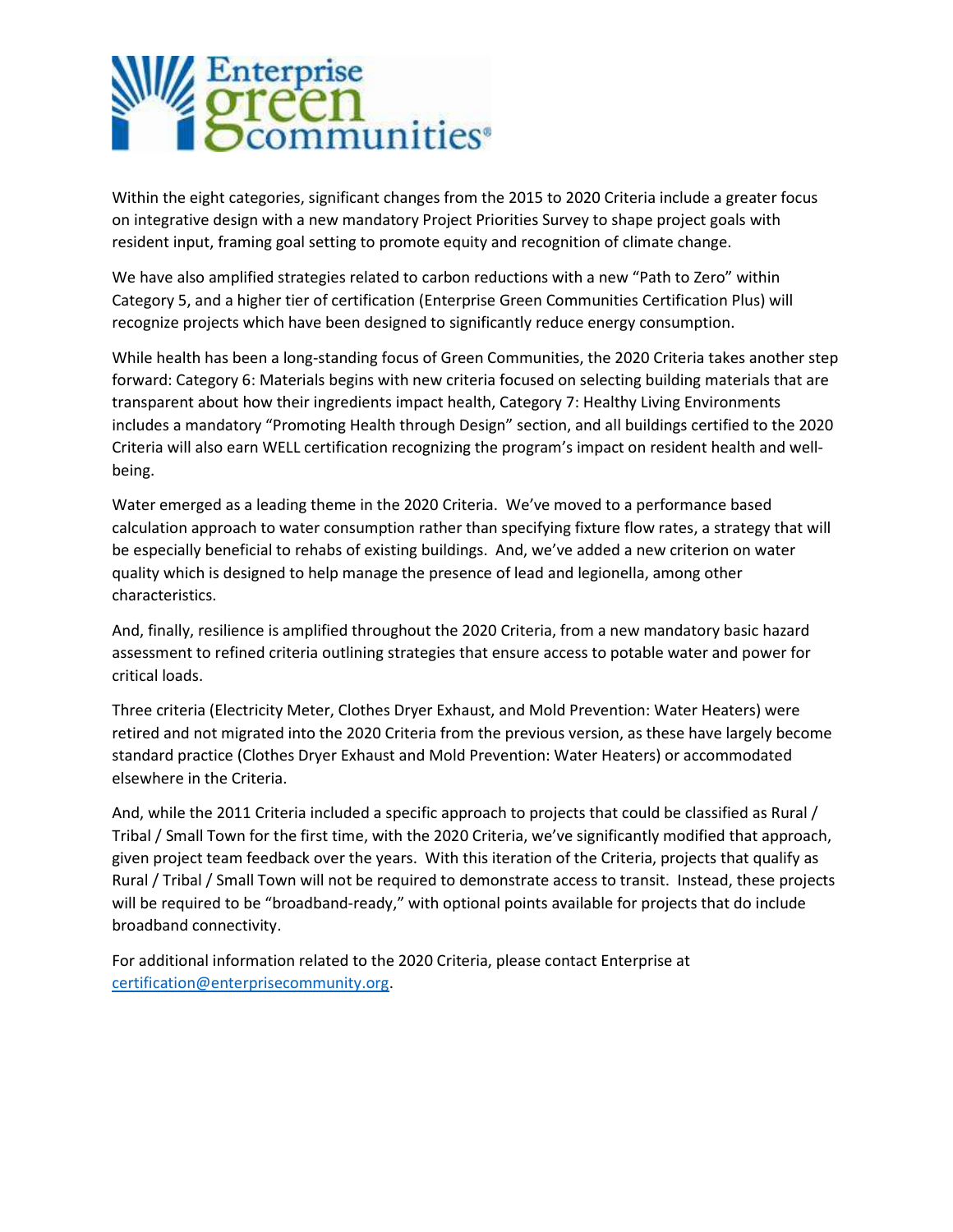Within the eight categories, significant changes from the 2015 to 2020 Criteria include a greater focus on integrative design with a new mandatory Project Priorities Survey to shape project goals with resident input, framing goal setting to promote equity and recognition of climate change.

We have also amplified strategies related to carbon reductions with a new "Path to Zero" within Category 5, and a higher tier of certification (Enterprise Green Communities Certification Plus) will recognize projects which have been designed to significantly reduce energy consumption.

While health has been a long-standing focus of Green Communities, the 2020 Criteria takes another step forward: Category 6: Materials begins with new criteria focused on selecting building materials that are transparent about how their ingredients impact health, Category 7: Healthy Living Environments includes a mandatory "Promoting Health through Design" section, and all buildings certified to the 2020 Criteria will also earn WELL certification recognizing the program's impact on resident health and well-being.

Water emerged as a leading theme in the 2020 Criteria. We've moved to a performance based calculation approach to water consumption rather than specifying fixture flow rates, a strategy that will be especially beneficial to rehabs of existing buildings. And, we've added a new criterion on water quality which is designed to help manage the presence of lead and legionella, among other characteristics.

And, finally, resilience is amplified throughout the 2020 Criteria, from a new mandatory basic hazard assessment to refined criteria outlining strategies that ensure access to potable water and power for critical loads.

Three criteria (Electricity Meter, Clothes Dryer Exhaust, and Mold Prevention: Water Heaters) were retired and not migrated into the 2020 Criteria from the previous version, as these have largely become standard practice (Clothes Dryer Exhaust and Mold Prevention: Water Heaters) or accommodated elsewhere in the Criteria.

And, while the 2011 Criteria included a specific approach to projects that could be classified as Rural / Tribal / Small Town for the first time, with the 2020 Criteria, we've significantly modified that approach, given project team feedback over the years. With this iteration of the Criteria, projects that qualify as Rural / Tribal / Small Town will not be required to demonstrate access to transit. Instead, these projects will be required to be "broadband-ready," with optional points available for projects that do include broadband connectivity.

For additional information related to the 2020 Criteria, please contact Enterprise at certification@enterprisecommunity.org.